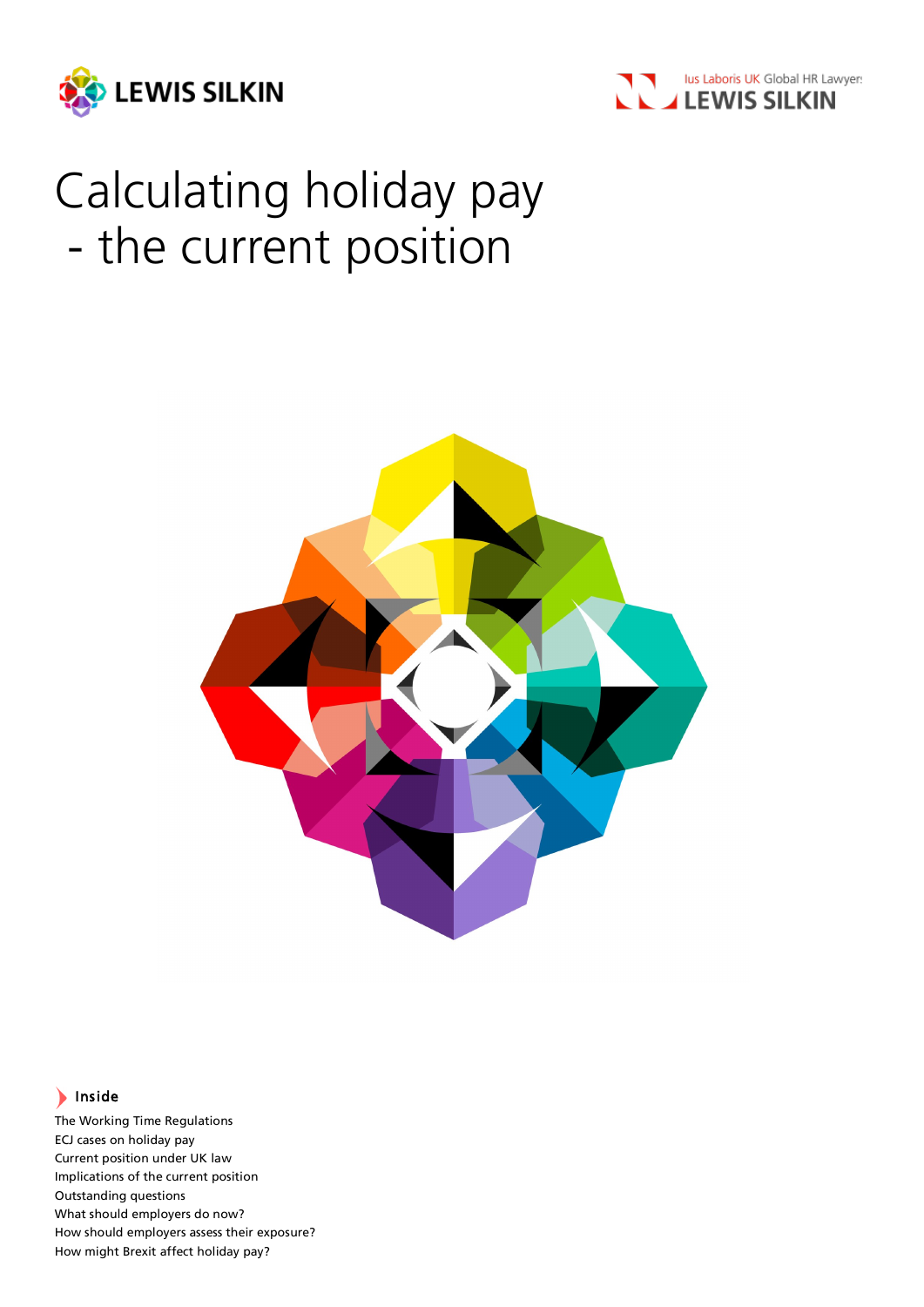LEWIS SILKIN

Ius Laboris UK Global HR Lawyers
LEWIS SILKIN

# Calculating holiday pay - the current position

**Inside**

The Working Time Regulations
ECJ cases on holiday pay
Current position under UK law
Implications of the current position
Outstanding questions
What should employers do now?
How should employers assess their exposure?
How might Brexit affect holiday pay?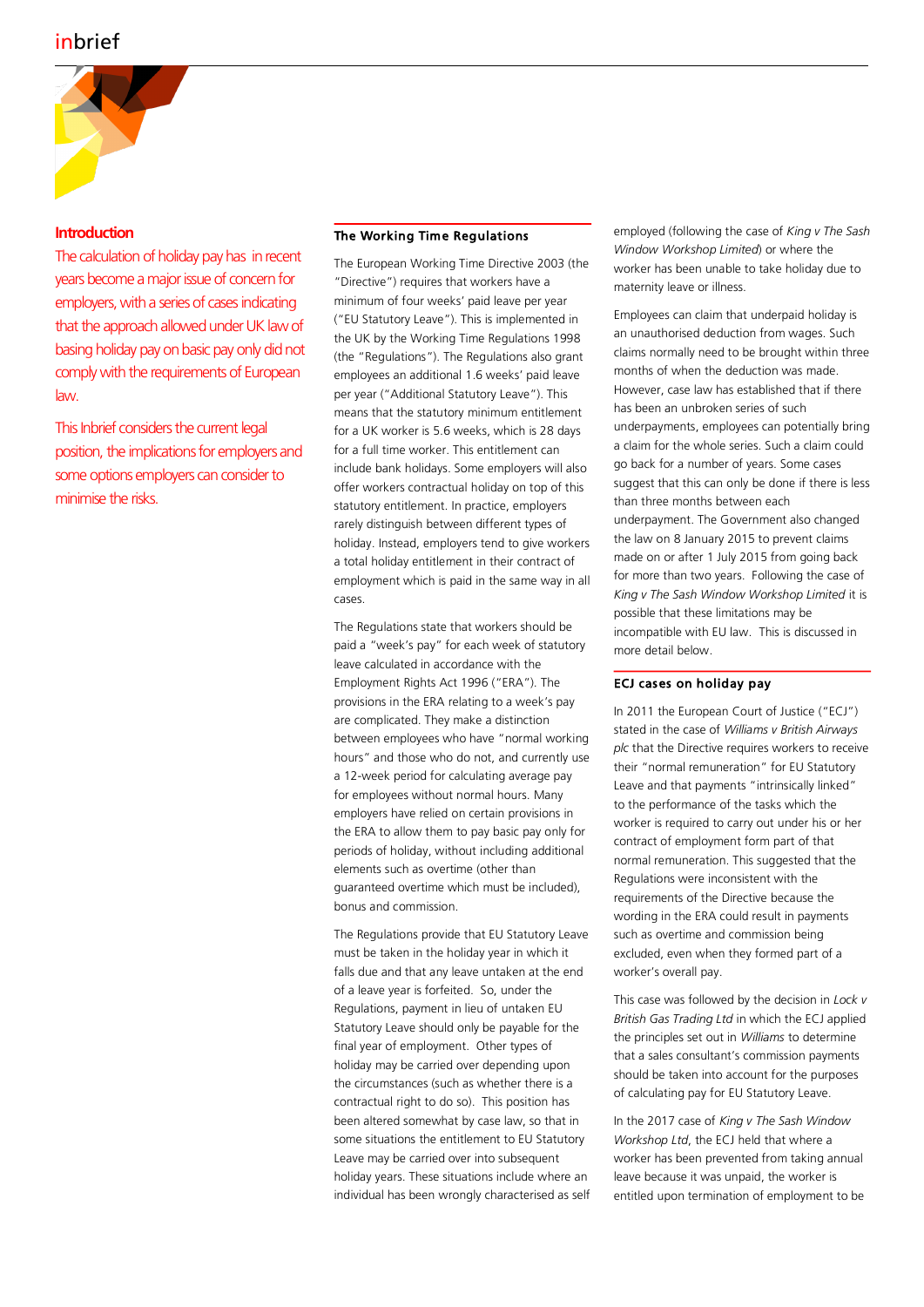## Introduction

The calculation of holiday pay has in recent years become a major issue of concern for employers, with a series of cases indicating that the approach allowed under UK law of basing holiday pay on basic pay only did not comply with the requirements of European law.

This Inbrief considers the current legal position, the implications for employers and some options employers can consider to minimise the risks.

## The Working Time Regulations

The European Working Time Directive 2003 (the "Directive") requires that workers have a minimum of four weeks' paid leave per year ("EU Statutory Leave"). This is implemented in the UK by the Working Time Regulations 1998 (the "Regulations"). The Regulations also grant employees an additional 1.6 weeks' paid leave per year ("Additional Statutory Leave"). This means that the statutory minimum entitlement for a UK worker is 5.6 weeks, which is 28 days for a full time worker. This entitlement can include bank holidays. Some employers will also offer workers contractual holiday on top of this statutory entitlement. In practice, employers rarely distinguish between different types of holiday. Instead, employers tend to give workers a total holiday entitlement in their contract of employment which is paid in the same way in all cases.

The Regulations state that workers should be paid a "week's pay" for each week of statutory leave calculated in accordance with the Employment Rights Act 1996 ("ERA"). The provisions in the ERA relating to a week's pay are complicated. They make a distinction between employees who have "normal working hours" and those who do not, and currently use a 12-week period for calculating average pay for employees without normal hours. Many employers have relied on certain provisions in the ERA to allow them to pay basic pay only for periods of holiday, without including additional elements such as overtime (other than guaranteed overtime which must be included), bonus and commission.

The Regulations provide that EU Statutory Leave must be taken in the holiday year in which it falls due and that any leave untaken at the end of a leave year is forfeited. So, under the Regulations, payment in lieu of untaken EU Statutory Leave should only be payable for the final year of employment. Other types of holiday may be carried over depending upon the circumstances (such as whether there is a contractual right to do so). This position has been altered somewhat by case law, so that in some situations the entitlement to EU Statutory Leave may be carried over into subsequent holiday years. These situations include where an individual has been wrongly characterised as self employed (following the case of *King v The Sash Window Workshop Limited*) or where the worker has been unable to take holiday due to maternity leave or illness.

Employees can claim that underpaid holiday is an unauthorised deduction from wages. Such claims normally need to be brought within three months of when the deduction was made. However, case law has established that if there has been an unbroken series of such underpayments, employees can potentially bring a claim for the whole series. Such a claim could go back for a number of years. Some cases suggest that this can only be done if there is less than three months between each underpayment. The Government also changed the law on 8 January 2015 to prevent claims made on or after 1 July 2015 from going back for more than two years. Following the case of *King v The Sash Window Workshop Limited* it is possible that these limitations may be incompatible with EU law. This is discussed in more detail below.

## ECJ cases on holiday pay

In 2011 the European Court of Justice ("ECJ") stated in the case of *Williams v British Airways plc* that the Directive requires workers to receive their "normal remuneration" for EU Statutory Leave and that payments "intrinsically linked" to the performance of the tasks which the worker is required to carry out under his or her contract of employment form part of that normal remuneration. This suggested that the Regulations were inconsistent with the requirements of the Directive because the wording in the ERA could result in payments such as overtime and commission being excluded, even when they formed part of a worker's overall pay.

This case was followed by the decision in *Lock v British Gas Trading Ltd* in which the ECJ applied the principles set out in *Williams* to determine that a sales consultant's commission payments should be taken into account for the purposes of calculating pay for EU Statutory Leave.

In the 2017 case of *King v The Sash Window Workshop Ltd*, the ECJ held that where a worker has been prevented from taking annual leave because it was unpaid, the worker is entitled upon termination of employment to be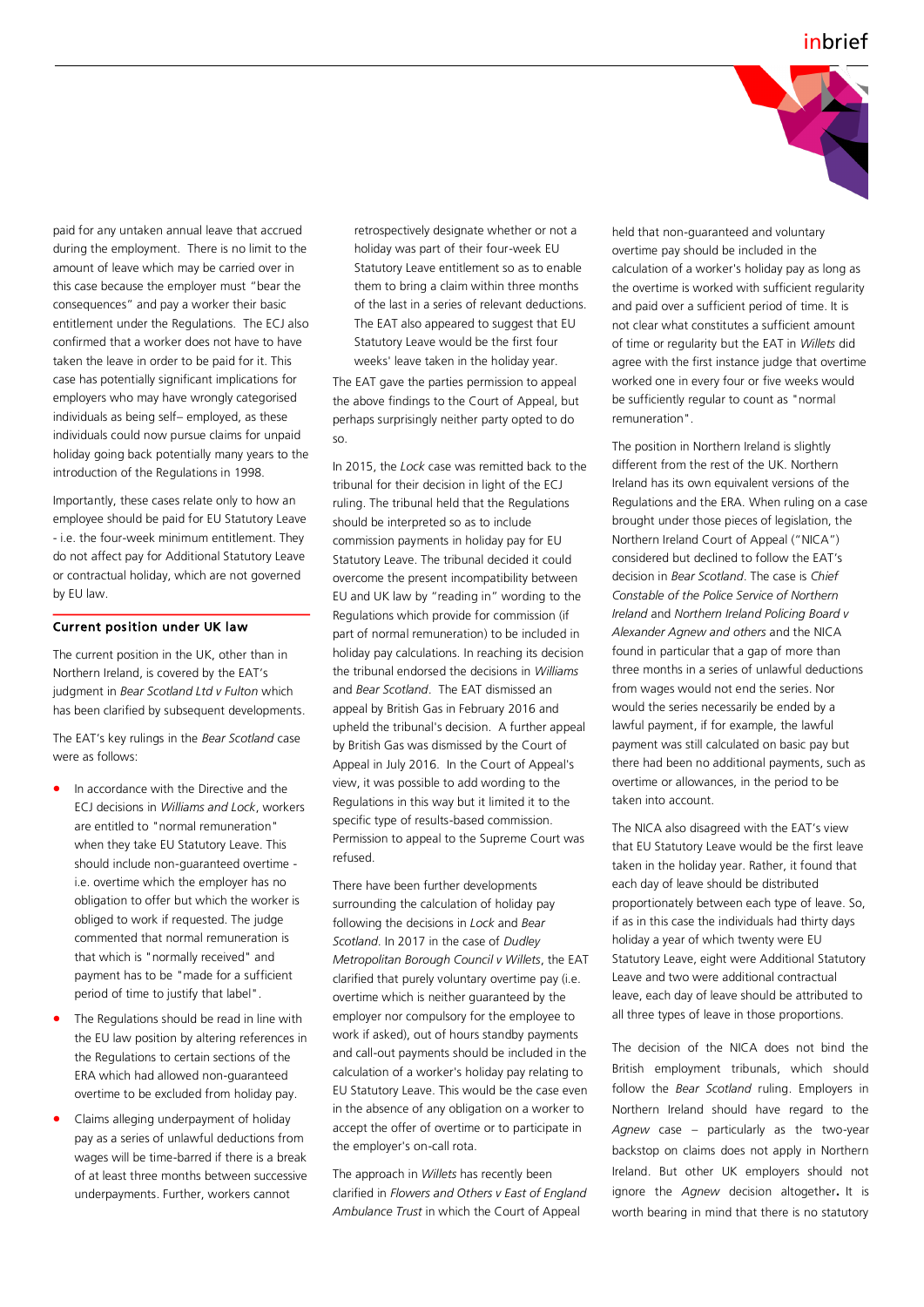paid for any untaken annual leave that accrued during the employment. There is no limit to the amount of leave which may be carried over in this case because the employer must "bear the consequences" and pay a worker their basic entitlement under the Regulations. The ECJ also confirmed that a worker does not have to have taken the leave in order to be paid for it. This case has potentially significant implications for employers who may have wrongly categorised individuals as being self– employed, as these individuals could now pursue claims for unpaid holiday going back potentially many years to the introduction of the Regulations in 1998.

Importantly, these cases relate only to how an employee should be paid for EU Statutory Leave - i.e. the four-week minimum entitlement. They do not affect pay for Additional Statutory Leave or contractual holiday, which are not governed by EU law.

## Current position under UK law

The current position in the UK, other than in Northern Ireland, is covered by the EAT's judgment in *Bear Scotland Ltd v Fulton* which has been clarified by subsequent developments.

The EAT's key rulings in the *Bear Scotland* case were as follows:

- In accordance with the Directive and the ECJ decisions in *Williams and Lock*, workers are entitled to "normal remuneration" when they take EU Statutory Leave. This should include non-guaranteed overtime - i.e. overtime which the employer has no obligation to offer but which the worker is obliged to work if requested. The judge commented that normal remuneration is that which is "normally received" and payment has to be "made for a sufficient period of time to justify that label".
- The Regulations should be read in line with the EU law position by altering references in the Regulations to certain sections of the ERA which had allowed non-guaranteed overtime to be excluded from holiday pay.
- Claims alleging underpayment of holiday pay as a series of unlawful deductions from wages will be time-barred if there is a break of at least three months between successive underpayments. Further, workers cannot retrospectively designate whether or not a holiday was part of their four-week EU Statutory Leave entitlement so as to enable them to bring a claim within three months of the last in a series of relevant deductions. The EAT also appeared to suggest that EU Statutory Leave would be the first four weeks' leave taken in the holiday year.

The EAT gave the parties permission to appeal the above findings to the Court of Appeal, but perhaps surprisingly neither party opted to do so.

In 2015, the *Lock* case was remitted back to the tribunal for their decision in light of the ECJ ruling. The tribunal held that the Regulations should be interpreted so as to include commission payments in holiday pay for EU Statutory Leave. The tribunal decided it could overcome the present incompatibility between EU and UK law by "reading in" wording to the Regulations which provide for commission (if part of normal remuneration) to be included in holiday pay calculations. In reaching its decision the tribunal endorsed the decisions in *Williams* and *Bear Scotland*. The EAT dismissed an appeal by British Gas in February 2016 and upheld the tribunal's decision. A further appeal by British Gas was dismissed by the Court of Appeal in July 2016. In the Court of Appeal's view, it was possible to add wording to the Regulations in this way but it limited it to the specific type of results-based commission. Permission to appeal to the Supreme Court was refused.

There have been further developments surrounding the calculation of holiday pay following the decisions in *Lock* and *Bear Scotland*. In 2017 in the case of *Dudley Metropolitan Borough Council v Willets*, the EAT clarified that purely voluntary overtime pay (i.e. overtime which is neither guaranteed by the employer nor compulsory for the employee to work if asked), out of hours standby payments and call-out payments should be included in the calculation of a worker's holiday pay relating to EU Statutory Leave. This would be the case even in the absence of any obligation on a worker to accept the offer of overtime or to participate in the employer's on-call rota.

The approach in *Willets* has recently been clarified in *Flowers and Others v East of England Ambulance Trust* in which the Court of Appeal held that non-guaranteed and voluntary overtime pay should be included in the calculation of a worker's holiday pay as long as the overtime is worked with sufficient regularity and paid over a sufficient period of time. It is not clear what constitutes a sufficient amount of time or regularity but the EAT in *Willets* did agree with the first instance judge that overtime worked one in every four or five weeks would be sufficiently regular to count as "normal remuneration".

The position in Northern Ireland is slightly different from the rest of the UK. Northern Ireland has its own equivalent versions of the Regulations and the ERA. When ruling on a case brought under those pieces of legislation, the Northern Ireland Court of Appeal ("NICA") considered but declined to follow the EAT's decision in *Bear Scotland*. The case is *Chief Constable of the Police Service of Northern Ireland* and *Northern Ireland Policing Board v Alexander Agnew and others* and the NICA found in particular that a gap of more than three months in a series of unlawful deductions from wages would not end the series. Nor would the series necessarily be ended by a lawful payment, if for example, the lawful payment was still calculated on basic pay but there had been no additional payments, such as overtime or allowances, in the period to be taken into account.

The NICA also disagreed with the EAT's view that EU Statutory Leave would be the first leave taken in the holiday year. Rather, it found that each day of leave should be distributed proportionately between each type of leave. So, if as in this case the individuals had thirty days holiday a year of which twenty were EU Statutory Leave, eight were Additional Statutory Leave and two were additional contractual leave, each day of leave should be attributed to all three types of leave in those proportions.

The decision of the NICA does not bind the British employment tribunals, which should follow the *Bear Scotland* ruling. Employers in Northern Ireland should have regard to the *Agnew* case – particularly as the two-year backstop on claims does not apply in Northern Ireland. But other UK employers should not ignore the *Agnew* decision altogether**.** It is worth bearing in mind that there is no statutory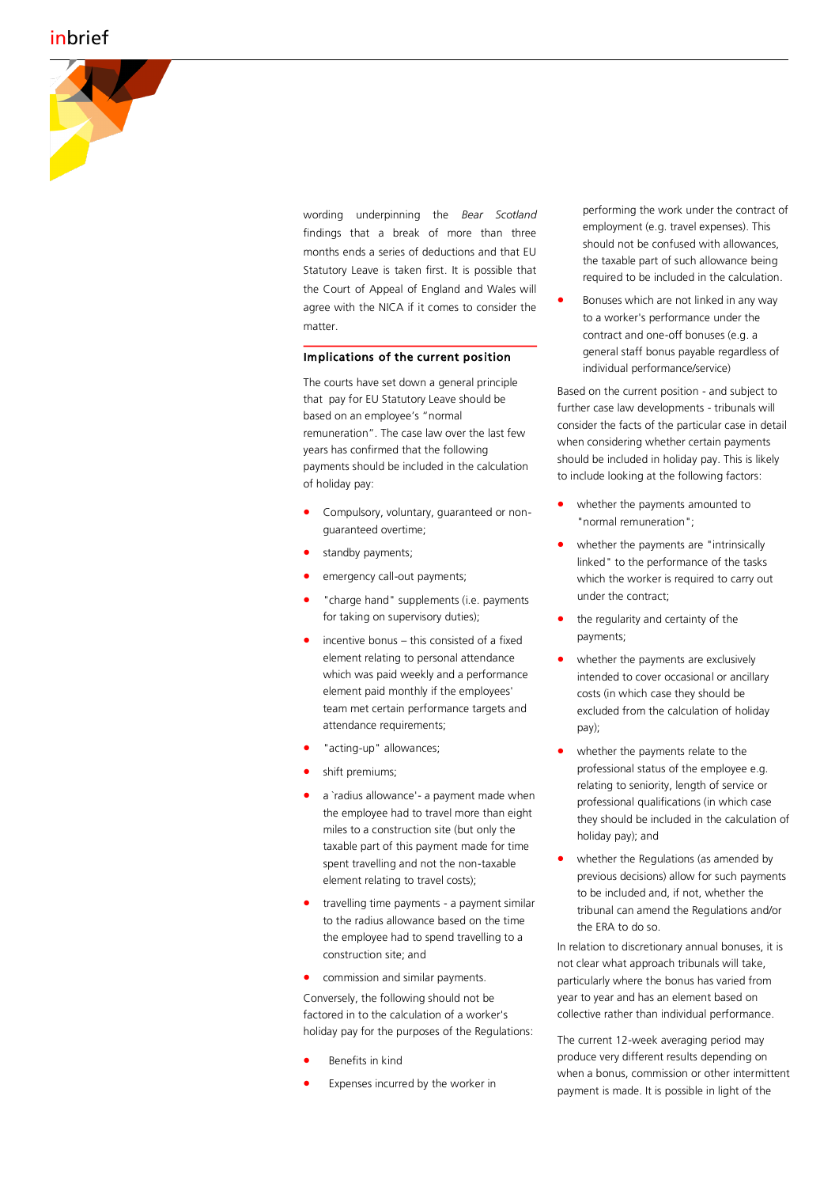wording underpinning the *Bear Scotland* findings that a break of more than three months ends a series of deductions and that EU Statutory Leave is taken first. It is possible that the Court of Appeal of England and Wales will agree with the NICA if it comes to consider the matter.

## Implications of the current position

The courts have set down a general principle that pay for EU Statutory Leave should be based on an employee's "normal remuneration". The case law over the last few years has confirmed that the following payments should be included in the calculation of holiday pay:

- Compulsory, voluntary, guaranteed or non-guaranteed overtime;
- standby payments;
- emergency call-out payments;
- "charge hand" supplements (i.e. payments for taking on supervisory duties);
- incentive bonus – this consisted of a fixed element relating to personal attendance which was paid weekly and a performance element paid monthly if the employees' team met certain performance targets and attendance requirements;
- "acting-up" allowances;
- shift premiums;
- a `radius allowance'- a payment made when the employee had to travel more than eight miles to a construction site (but only the taxable part of this payment made for time spent travelling and not the non-taxable element relating to travel costs);
- travelling time payments - a payment similar to the radius allowance based on the time the employee had to spend travelling to a construction site; and
- commission and similar payments.

Conversely, the following should not be factored in to the calculation of a worker's holiday pay for the purposes of the Regulations:

- Benefits in kind
- Expenses incurred by the worker in performing the work under the contract of employment (e.g. travel expenses). This should not be confused with allowances, the taxable part of such allowance being required to be included in the calculation.
- Bonuses which are not linked in any way to a worker's performance under the contract and one-off bonuses (e.g. a general staff bonus payable regardless of individual performance/service)

Based on the current position - and subject to further case law developments - tribunals will consider the facts of the particular case in detail when considering whether certain payments should be included in holiday pay. This is likely to include looking at the following factors:

- whether the payments amounted to "normal remuneration";
- whether the payments are "intrinsically linked" to the performance of the tasks which the worker is required to carry out under the contract;
- the regularity and certainty of the payments;
- whether the payments are exclusively intended to cover occasional or ancillary costs (in which case they should be excluded from the calculation of holiday pay);
- whether the payments relate to the professional status of the employee e.g. relating to seniority, length of service or professional qualifications (in which case they should be included in the calculation of holiday pay); and
- whether the Regulations (as amended by previous decisions) allow for such payments to be included and, if not, whether the tribunal can amend the Regulations and/or the ERA to do so.

In relation to discretionary annual bonuses, it is not clear what approach tribunals will take, particularly where the bonus has varied from year to year and has an element based on collective rather than individual performance.

The current 12-week averaging period may produce very different results depending on when a bonus, commission or other intermittent payment is made. It is possible in light of the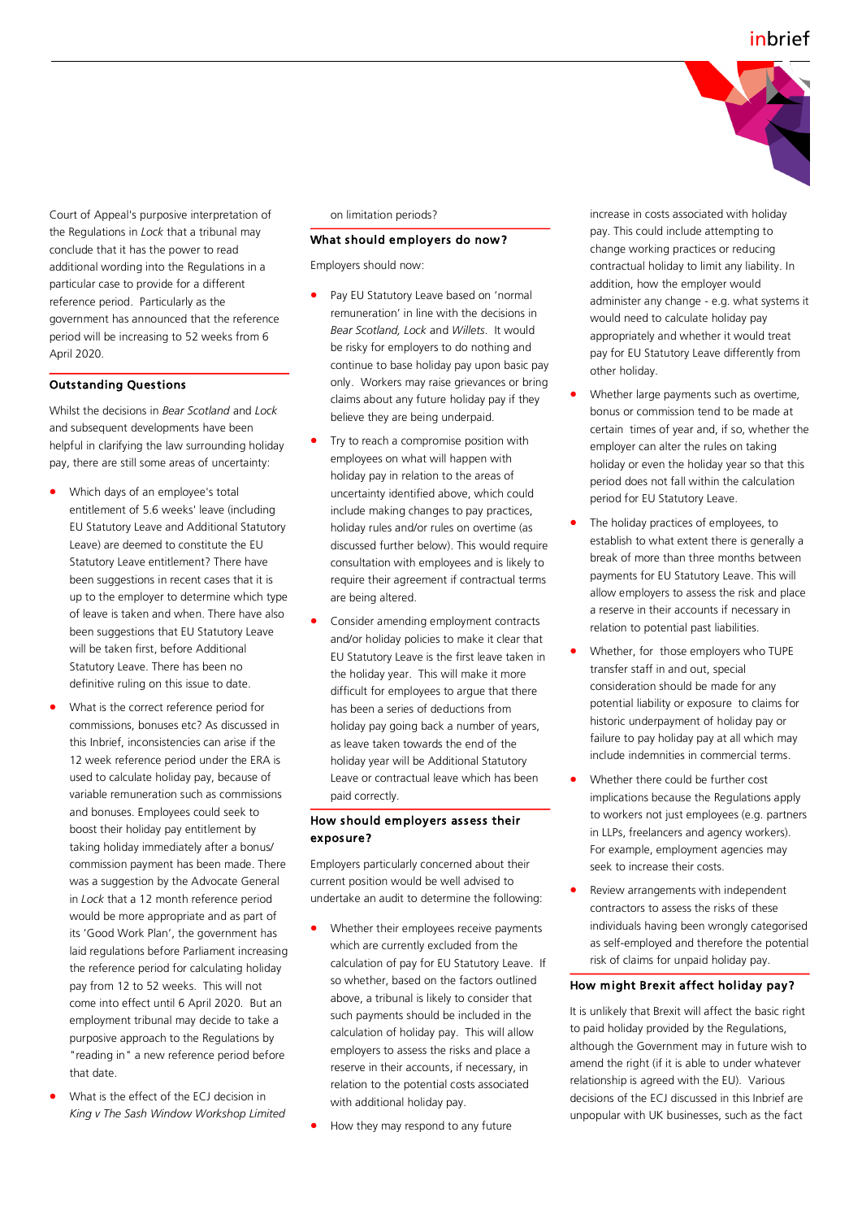Court of Appeal's purposive interpretation of the Regulations in *Lock* that a tribunal may conclude that it has the power to read additional wording into the Regulations in a particular case to provide for a different reference period. Particularly as the government has announced that the reference period will be increasing to 52 weeks from 6 April 2020.

## Outstanding Questions

Whilst the decisions in *Bear Scotland* and *Lock* and subsequent developments have been helpful in clarifying the law surrounding holiday pay, there are still some areas of uncertainty:

- Which days of an employee's total entitlement of 5.6 weeks' leave (including EU Statutory Leave and Additional Statutory Leave) are deemed to constitute the EU Statutory Leave entitlement? There have been suggestions in recent cases that it is up to the employer to determine which type of leave is taken and when. There have also been suggestions that EU Statutory Leave will be taken first, before Additional Statutory Leave. There has been no definitive ruling on this issue to date.
- What is the correct reference period for commissions, bonuses etc? As discussed in this Inbrief, inconsistencies can arise if the 12 week reference period under the ERA is used to calculate holiday pay, because of variable remuneration such as commissions and bonuses. Employees could seek to boost their holiday pay entitlement by taking holiday immediately after a bonus/ commission payment has been made. There was a suggestion by the Advocate General in *Lock* that a 12 month reference period would be more appropriate and as part of its 'Good Work Plan', the government has laid regulations before Parliament increasing the reference period for calculating holiday pay from 12 to 52 weeks. This will not come into effect until 6 April 2020. But an employment tribunal may decide to take a purposive approach to the Regulations by "reading in" a new reference period before that date.
- What is the effect of the ECJ decision in *King v The Sash Window Workshop Limited* on limitation periods?

## What should employers do now?

Employers should now:

- Pay EU Statutory Leave based on 'normal remuneration' in line with the decisions in *Bear Scotland, Lock* and *Willets*. It would be risky for employers to do nothing and continue to base holiday pay upon basic pay only. Workers may raise grievances or bring claims about any future holiday pay if they believe they are being underpaid.
- Try to reach a compromise position with employees on what will happen with holiday pay in relation to the areas of uncertainty identified above, which could include making changes to pay practices, holiday rules and/or rules on overtime (as discussed further below). This would require consultation with employees and is likely to require their agreement if contractual terms are being altered.
- Consider amending employment contracts and/or holiday policies to make it clear that EU Statutory Leave is the first leave taken in the holiday year. This will make it more difficult for employees to argue that there has been a series of deductions from holiday pay going back a number of years, as leave taken towards the end of the holiday year will be Additional Statutory Leave or contractual leave which has been paid correctly.

## How should employers assess their exposure?

Employers particularly concerned about their current position would be well advised to undertake an audit to determine the following:

- Whether their employees receive payments which are currently excluded from the calculation of pay for EU Statutory Leave. If so whether, based on the factors outlined above, a tribunal is likely to consider that such payments should be included in the calculation of holiday pay. This will allow employers to assess the risks and place a reserve in their accounts, if necessary, in relation to the potential costs associated with additional holiday pay.
- How they may respond to any future increase in costs associated with holiday pay. This could include attempting to change working practices or reducing contractual holiday to limit any liability. In addition, how the employer would administer any change - e.g. what systems it would need to calculate holiday pay appropriately and whether it would treat pay for EU Statutory Leave differently from other holiday.
- Whether large payments such as overtime, bonus or commission tend to be made at certain times of year and, if so, whether the employer can alter the rules on taking holiday or even the holiday year so that this period does not fall within the calculation period for EU Statutory Leave.
- The holiday practices of employees, to establish to what extent there is generally a break of more than three months between payments for EU Statutory Leave. This will allow employers to assess the risk and place a reserve in their accounts if necessary in relation to potential past liabilities.
- Whether, for those employers who TUPE transfer staff in and out, special consideration should be made for any potential liability or exposure to claims for historic underpayment of holiday pay or failure to pay holiday pay at all which may include indemnities in commercial terms.
- Whether there could be further cost implications because the Regulations apply to workers not just employees (e.g. partners in LLPs, freelancers and agency workers). For example, employment agencies may seek to increase their costs.
- Review arrangements with independent contractors to assess the risks of these individuals having been wrongly categorised as self-employed and therefore the potential risk of claims for unpaid holiday pay.

## How might Brexit affect holiday pay?

It is unlikely that Brexit will affect the basic right to paid holiday provided by the Regulations, although the Government may in future wish to amend the right (if it is able to under whatever relationship is agreed with the EU). Various decisions of the ECJ discussed in this Inbrief are unpopular with UK businesses, such as the fact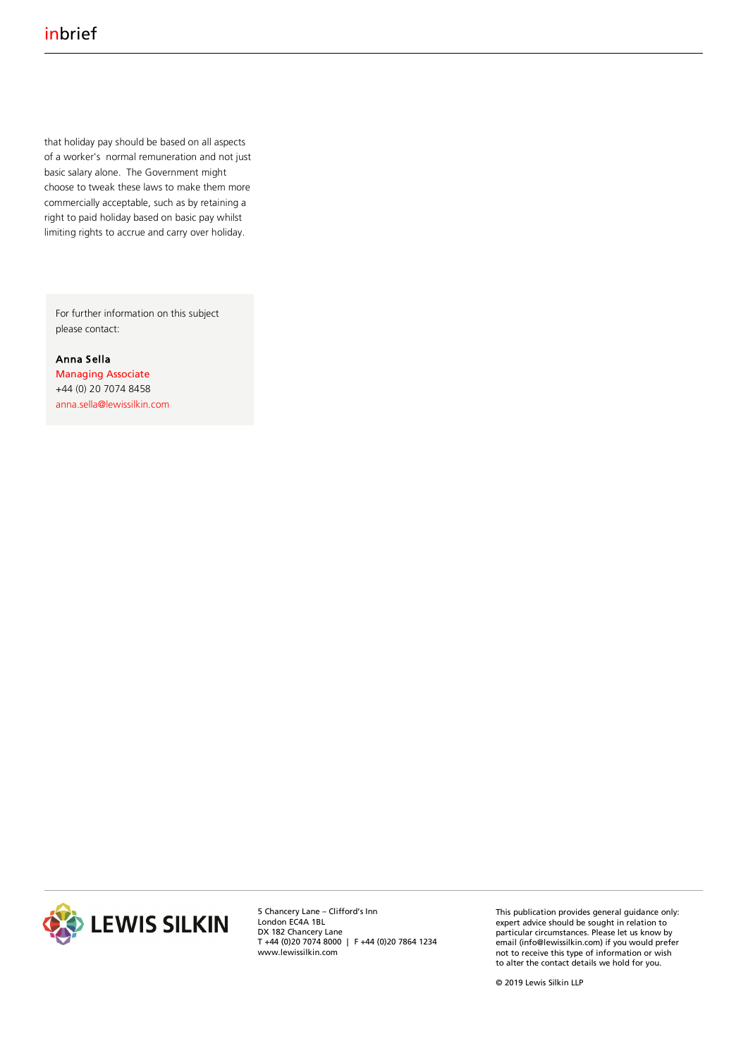that holiday pay should be based on all aspects of a worker's normal remuneration and not just basic salary alone. The Government might choose to tweak these laws to make them more commercially acceptable, such as by retaining a right to paid holiday based on basic pay whilst limiting rights to accrue and carry over holiday.

For further information on this subject please contact:

**Anna Sella**
Managing Associate
+44 (0) 20 7074 8458
anna.sella@lewissilkin.com

LEWIS SILKIN

5 Chancery Lane – Clifford's Inn
London EC4A 1BL
DX 182 Chancery Lane
T +44 (0)20 7074 8000 | F +44 (0)20 7864 1234
www.lewissilkin.com

This publication provides general guidance only: expert advice should be sought in relation to particular circumstances. Please let us know by email (info@lewissilkin.com) if you would prefer not to receive this type of information or wish to alter the contact details we hold for you.

© 2019 Lewis Silkin LLP